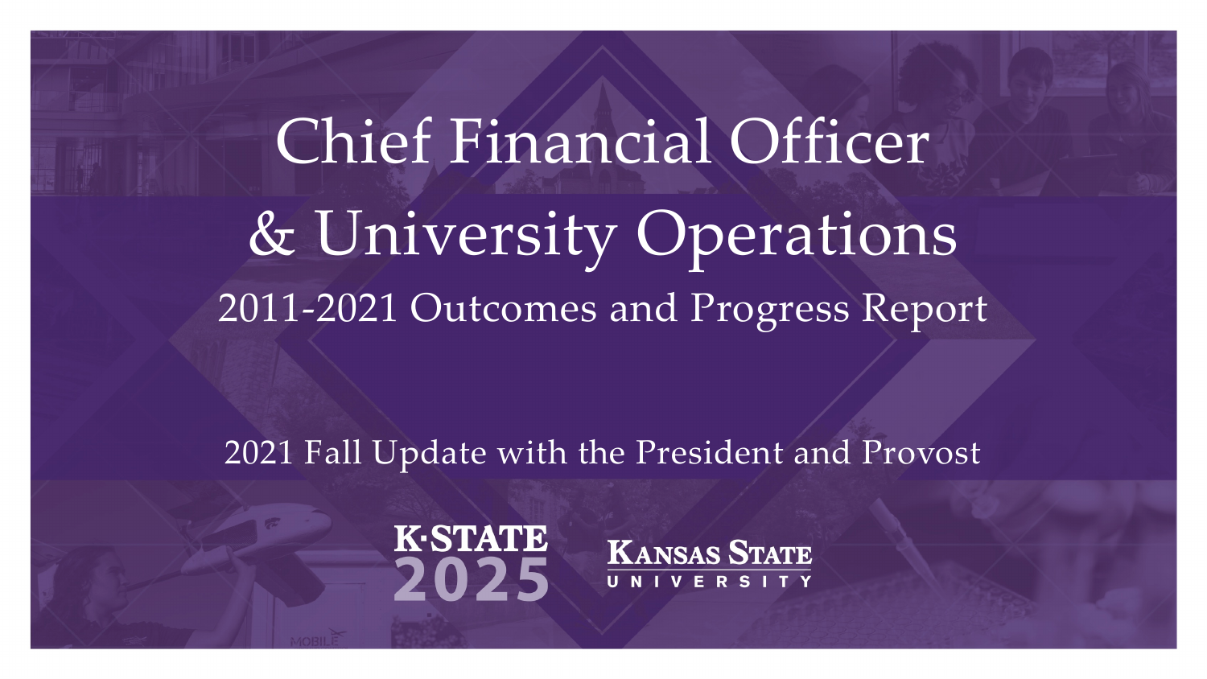# Chief Financial Officer & University Operations

## 2011-2021 Outcomes and Progress Report

2021 Fall Update with the President and Provost

K·STATE 2025

KANSAS STATE UNIVERSITY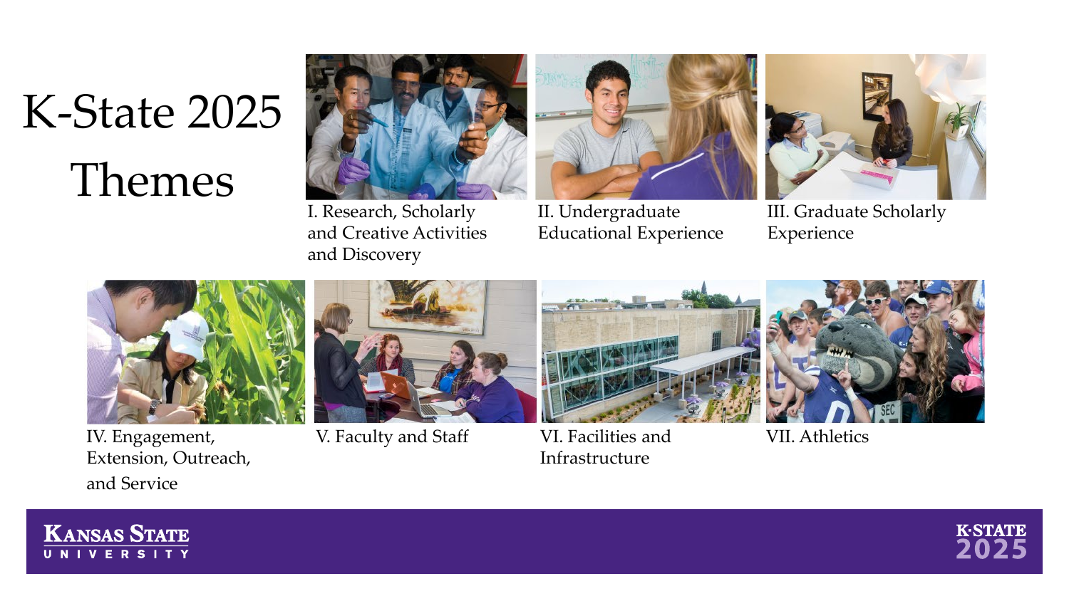# K-State 2025 Themes

I. Research, Scholarly and Creative Activities and Discovery

II. Undergraduate Educational Experience

III. Graduate Scholarly Experience

IV. Engagement, Extension, Outreach, and Service

V. Faculty and Staff

VI. Facilities and Infrastructure

VII. Athletics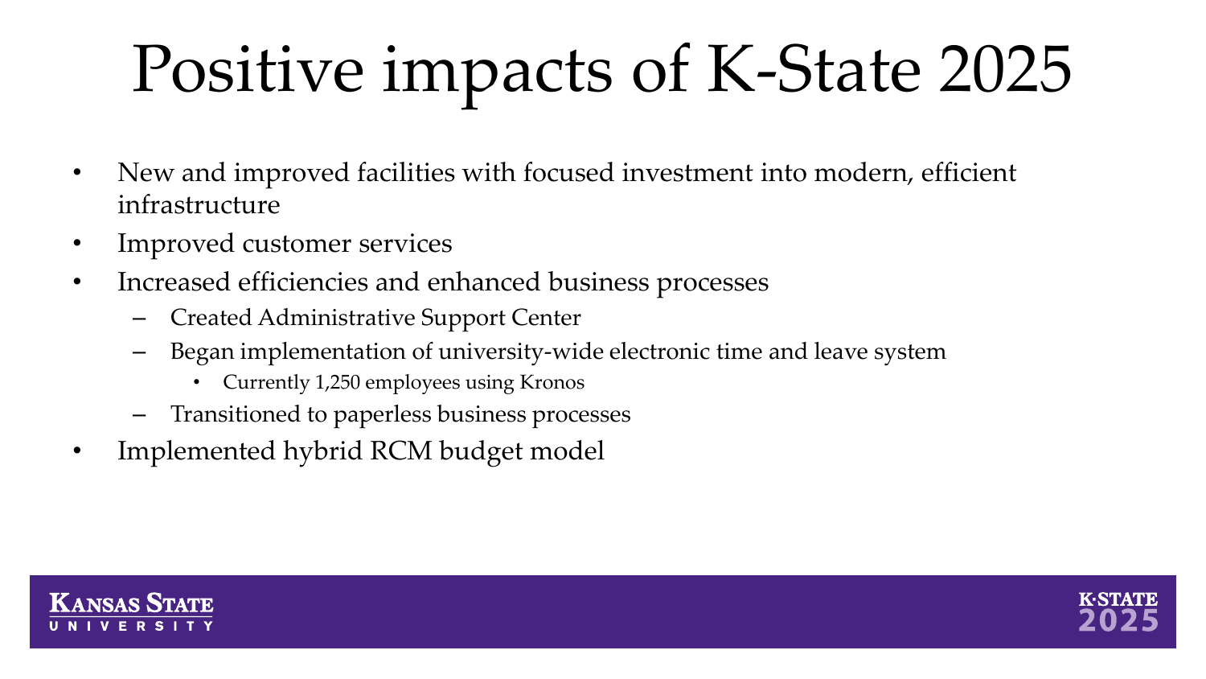# Positive impacts of K-State 2025

- New and improved facilities with focused investment into modern, efficient infrastructure
- Improved customer services
- Increased efficiencies and enhanced business processes
  - Created Administrative Support Center
  - Began implementation of university-wide electronic time and leave system
    - Currently 1,250 employees using Kronos
  - Transitioned to paperless business processes
- Implemented hybrid RCM budget model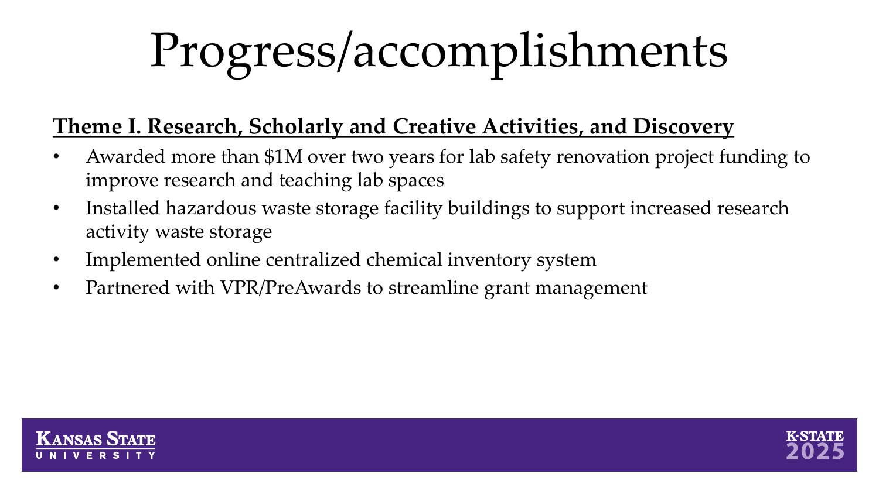# Progress/accomplishments

**Theme I. Research, Scholarly and Creative Activities, and Discovery**

- Awarded more than $1M over two years for lab safety renovation project funding to improve research and teaching lab spaces
- Installed hazardous waste storage facility buildings to support increased research activity waste storage
- Implemented online centralized chemical inventory system
- Partnered with VPR/PreAwards to streamline grant management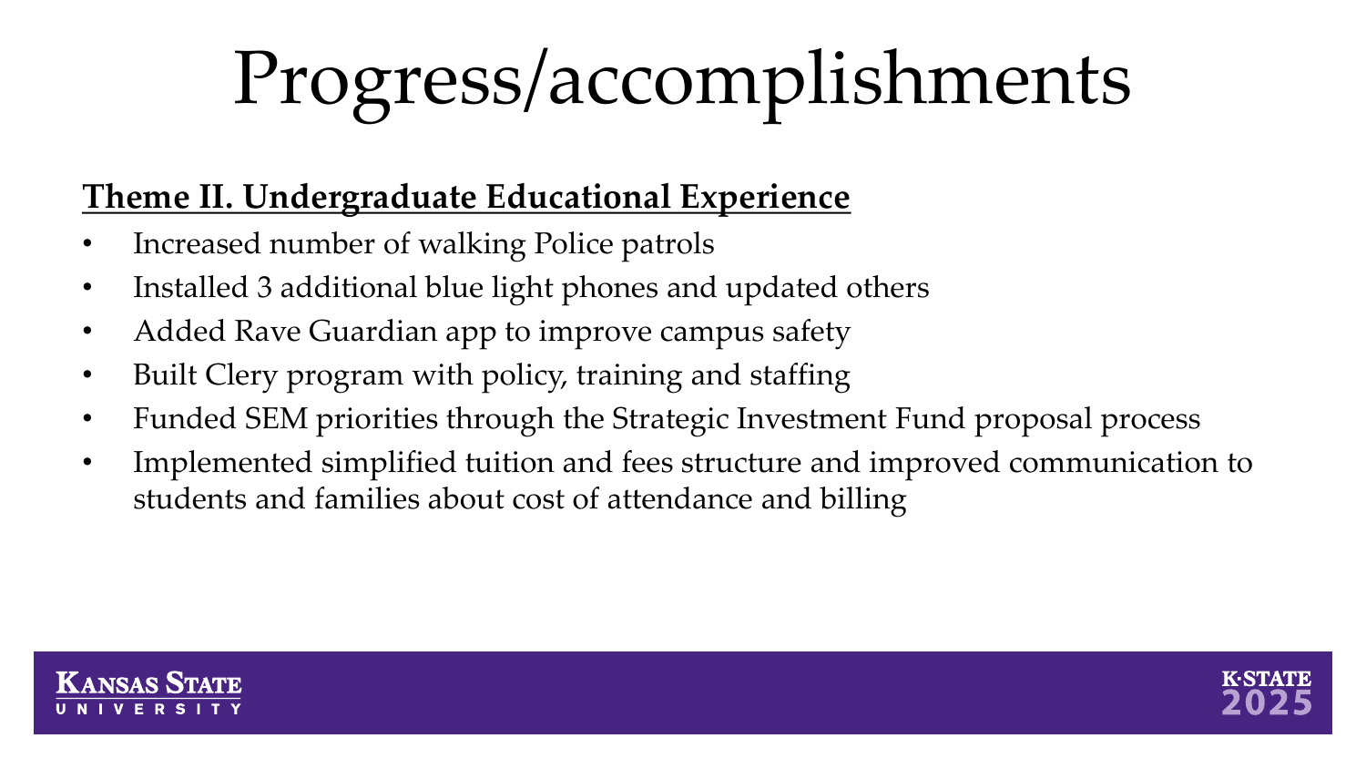# Progress/accomplishments

**Theme II. Undergraduate Educational Experience**

- Increased number of walking Police patrols
- Installed 3 additional blue light phones and updated others
- Added Rave Guardian app to improve campus safety
- Built Clery program with policy, training and staffing
- Funded SEM priorities through the Strategic Investment Fund proposal process
- Implemented simplified tuition and fees structure and improved communication to students and families about cost of attendance and billing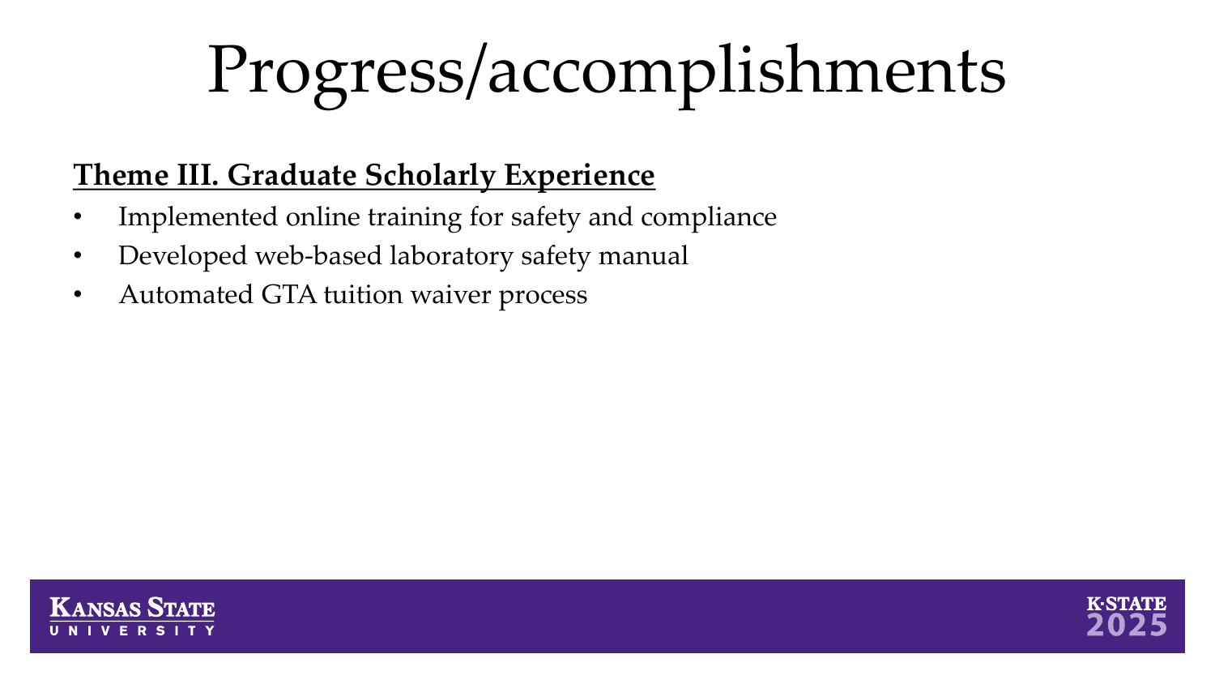# Progress/accomplishments

**Theme III. Graduate Scholarly Experience**

- Implemented online training for safety and compliance
- Developed web-based laboratory safety manual
- Automated GTA tuition waiver process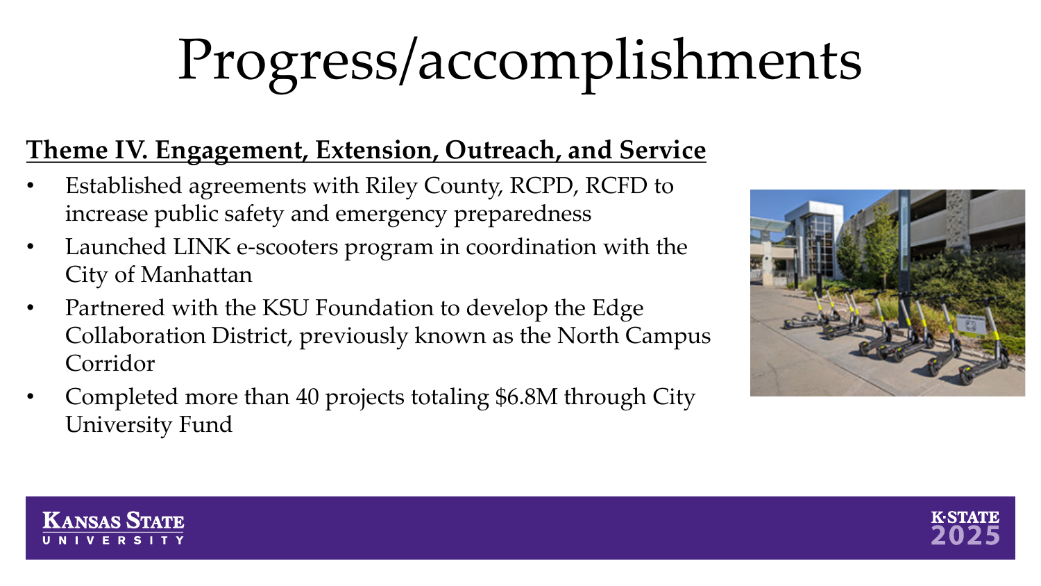# Progress/accomplishments

**Theme IV. Engagement, Extension, Outreach, and Service**

- Established agreements with Riley County, RCPD, RCFD to increase public safety and emergency preparedness
- Launched LINK e-scooters program in coordination with the City of Manhattan
- Partnered with the KSU Foundation to develop the Edge Collaboration District, previously known as the North Campus Corridor
- Completed more than 40 projects totaling $6.8M through City University Fund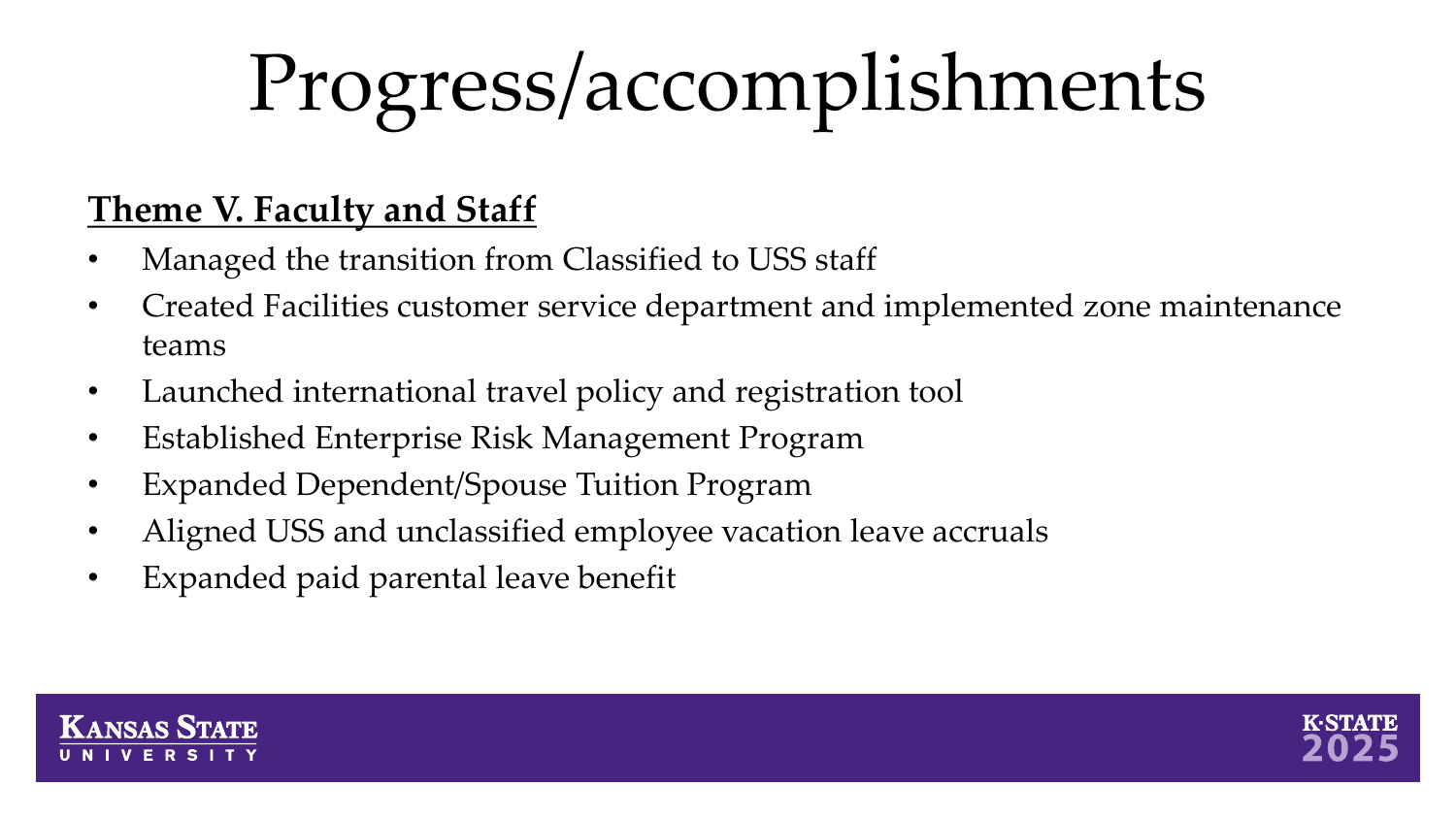# Progress/accomplishments

**Theme V. Faculty and Staff**

- Managed the transition from Classified to USS staff
- Created Facilities customer service department and implemented zone maintenance teams
- Launched international travel policy and registration tool
- Established Enterprise Risk Management Program
- Expanded Dependent/Spouse Tuition Program
- Aligned USS and unclassified employee vacation leave accruals
- Expanded paid parental leave benefit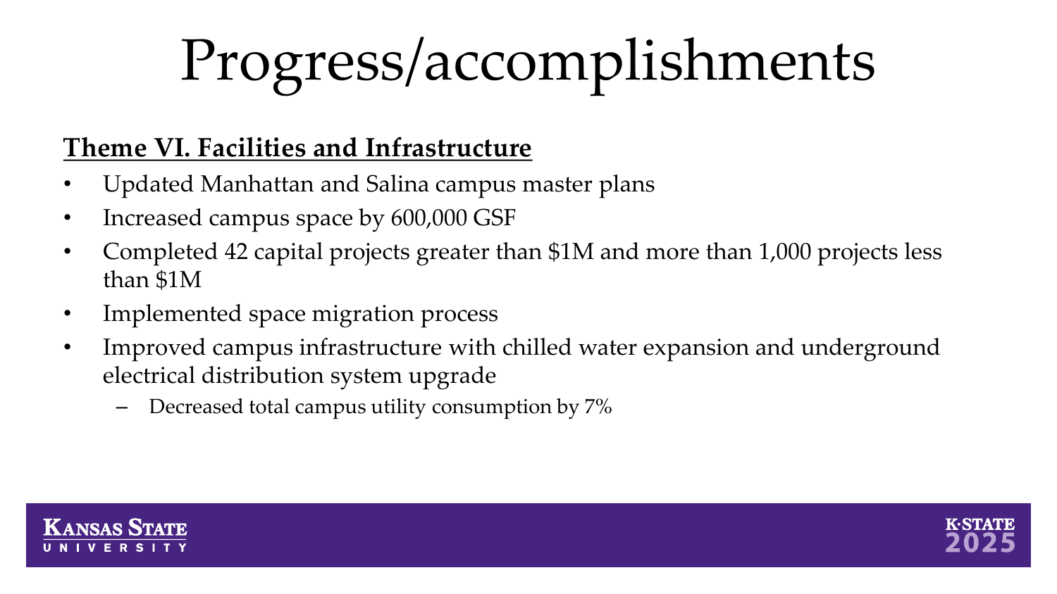# Progress/accomplishments

**Theme VI. Facilities and Infrastructure**

- Updated Manhattan and Salina campus master plans
- Increased campus space by 600,000 GSF
- Completed 42 capital projects greater than $1M and more than 1,000 projects less than $1M
- Implemented space migration process
- Improved campus infrastructure with chilled water expansion and underground electrical distribution system upgrade
  - Decreased total campus utility consumption by 7%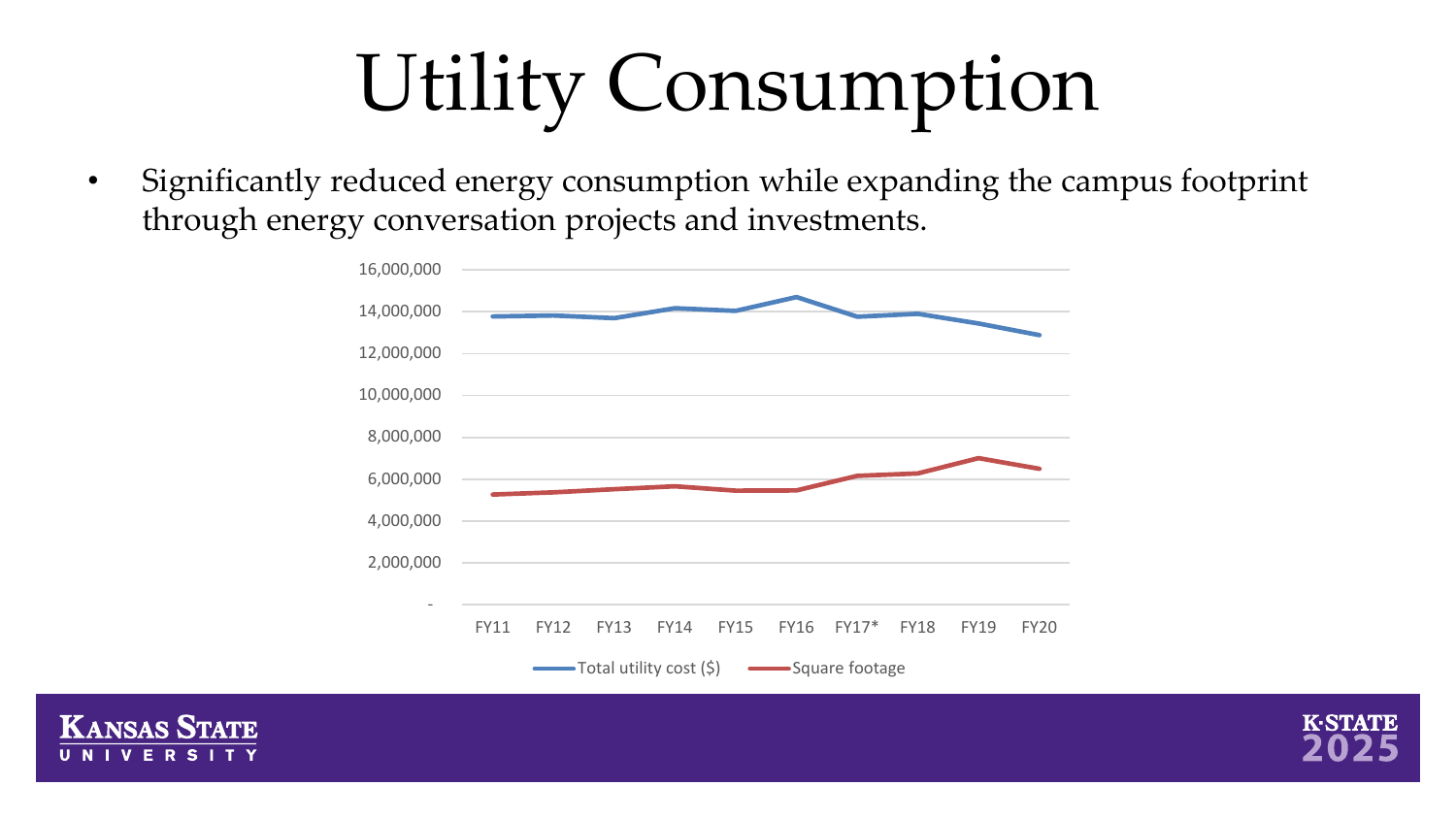# Utility Consumption

- Significantly reduced energy consumption while expanding the campus footprint through energy conversation projects and investments.

16,000,000
14,000,000
12,000,000
10,000,000
8,000,000
6,000,000
4,000,000
2,000,000
-

FY11 FY12 FY13 FY14 FY15 FY16 FY17* FY18 FY19 FY20

Total utility cost ($) Square footage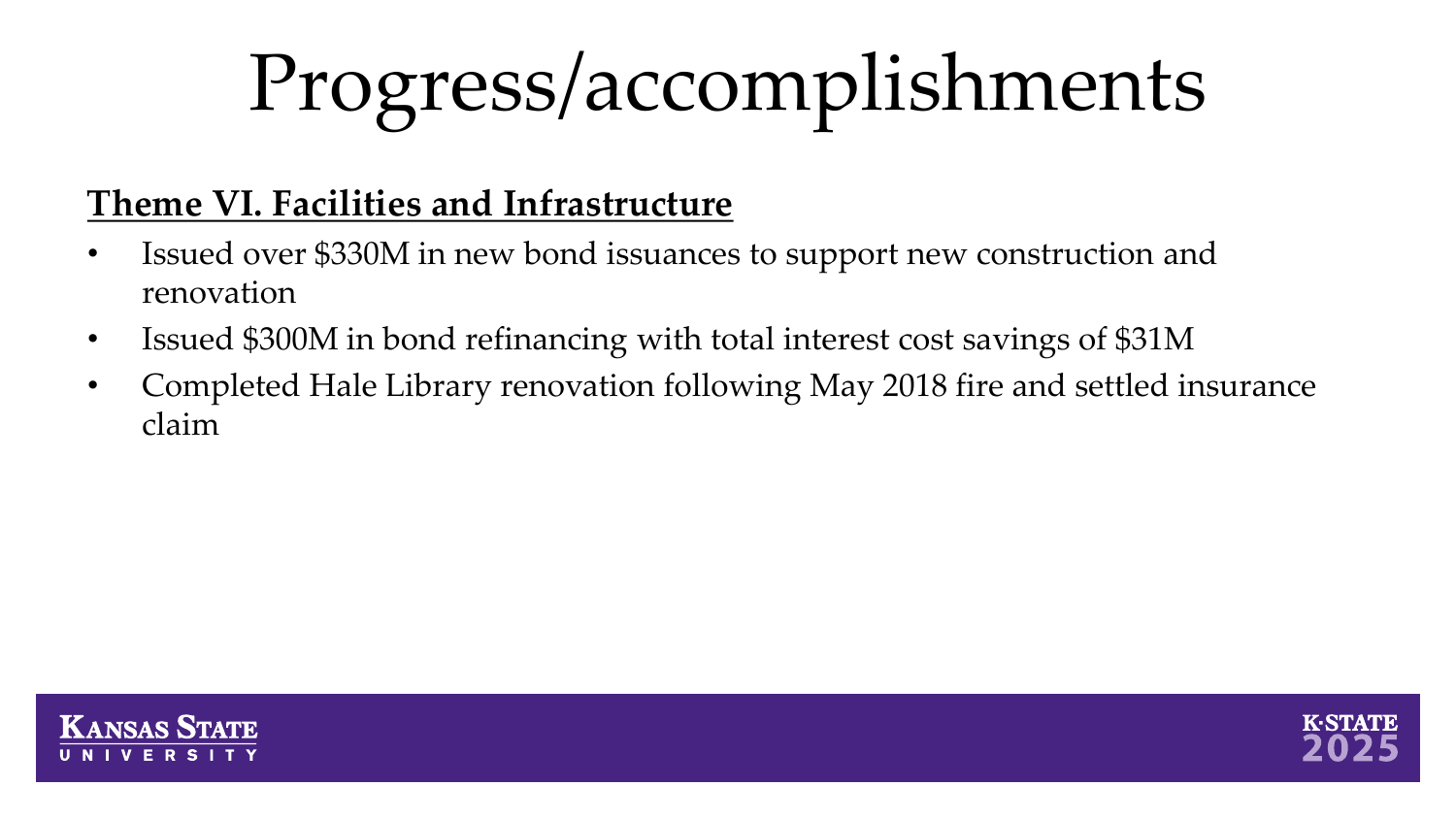# Progress/accomplishments

**Theme VI. Facilities and Infrastructure**

- Issued over $330M in new bond issuances to support new construction and renovation
- Issued $300M in bond refinancing with total interest cost savings of $31M
- Completed Hale Library renovation following May 2018 fire and settled insurance claim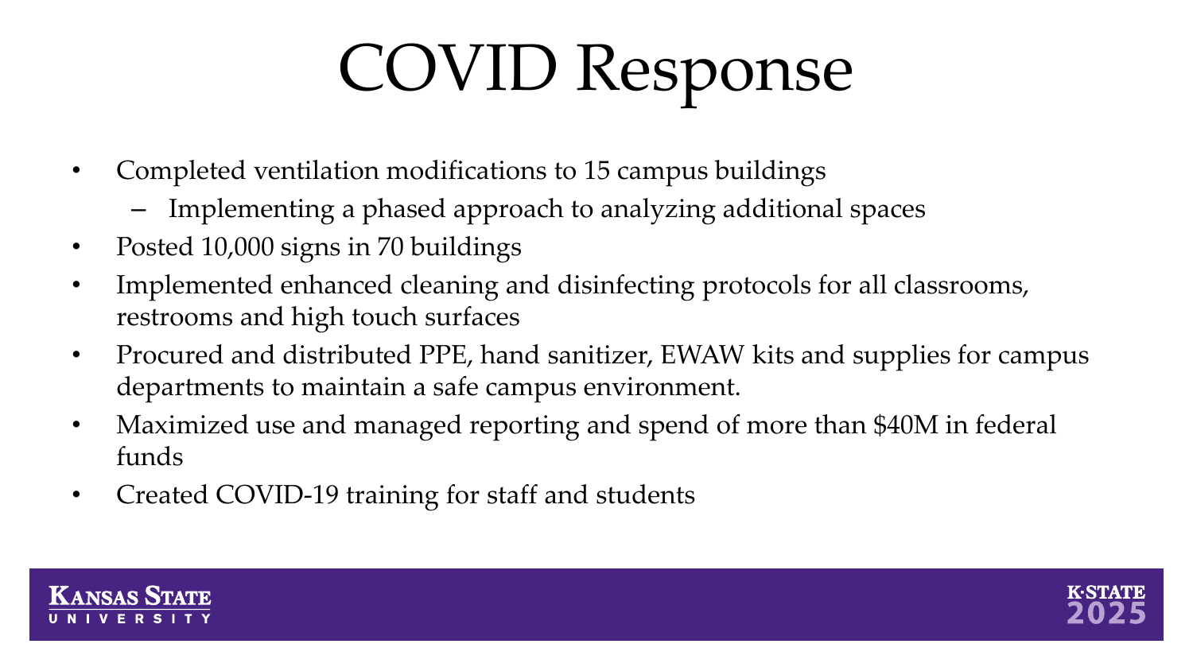# COVID Response

- Completed ventilation modifications to 15 campus buildings
  - Implementing a phased approach to analyzing additional spaces
- Posted 10,000 signs in 70 buildings
- Implemented enhanced cleaning and disinfecting protocols for all classrooms, restrooms and high touch surfaces
- Procured and distributed PPE, hand sanitizer, EWAW kits and supplies for campus departments to maintain a safe campus environment.
- Maximized use and managed reporting and spend of more than $40M in federal funds
- Created COVID-19 training for staff and students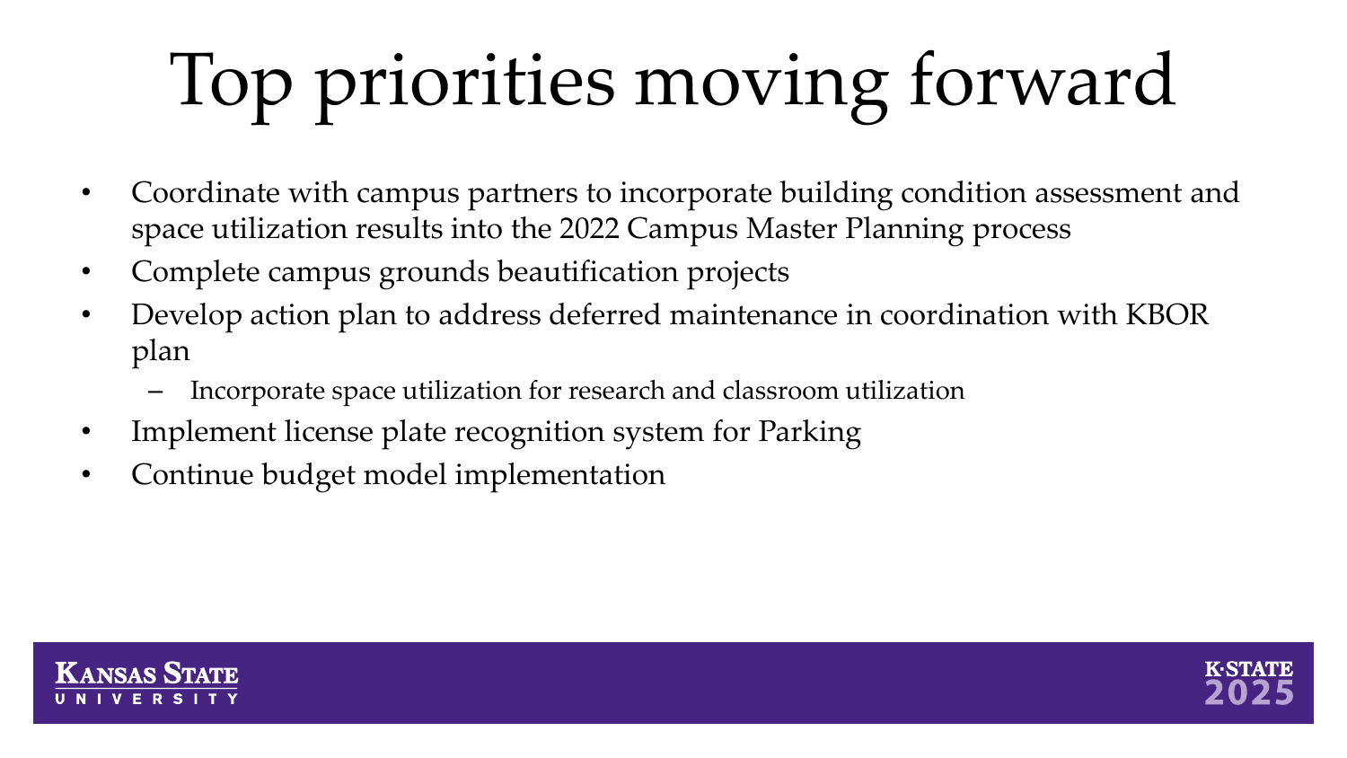# Top priorities moving forward

- Coordinate with campus partners to incorporate building condition assessment and space utilization results into the 2022 Campus Master Planning process
- Complete campus grounds beautification projects
- Develop action plan to address deferred maintenance in coordination with KBOR plan
  - Incorporate space utilization for research and classroom utilization
- Implement license plate recognition system for Parking
- Continue budget model implementation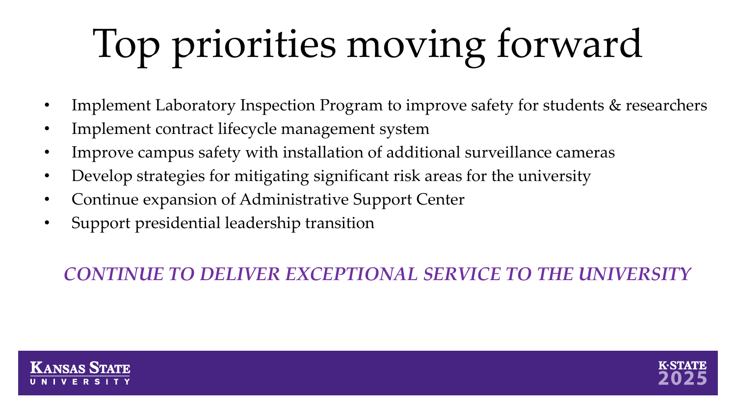# Top priorities moving forward

- Implement Laboratory Inspection Program to improve safety for students & researchers
- Implement contract lifecycle management system
- Improve campus safety with installation of additional surveillance cameras
- Develop strategies for mitigating significant risk areas for the university
- Continue expansion of Administrative Support Center
- Support presidential leadership transition

***CONTINUE TO DELIVER EXCEPTIONAL SERVICE TO THE UNIVERSITY***